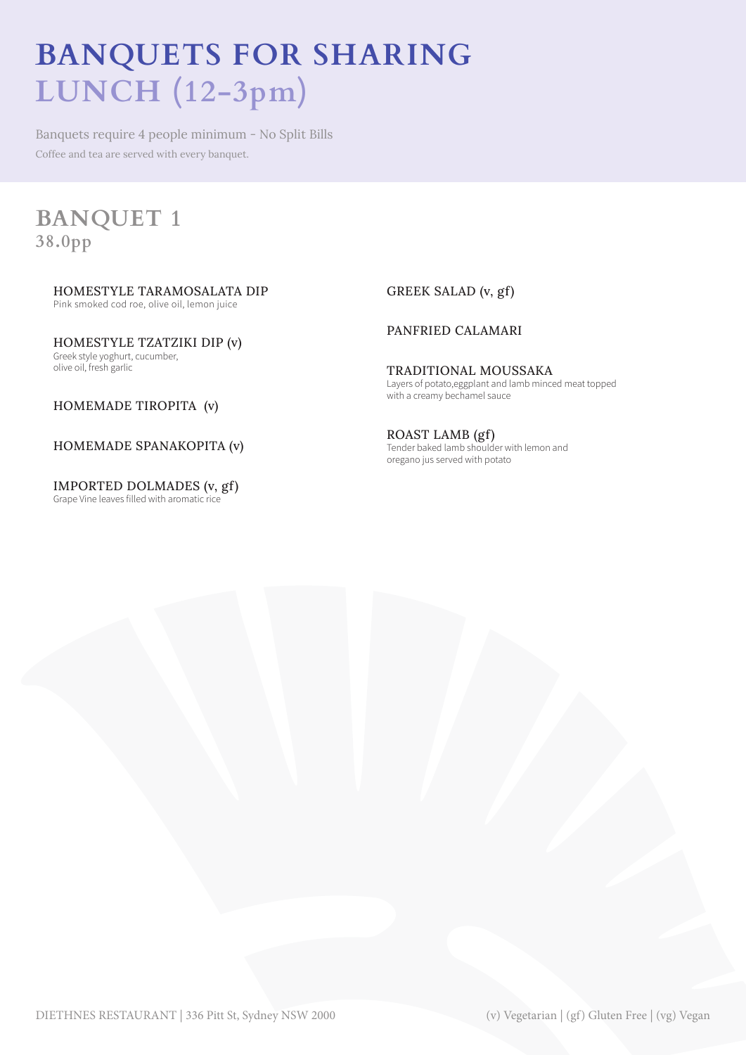# BANQUETS FOR SHARING
## LUNCH (12-3pm)

Banquets require 4 people minimum - No Split Bills

Coffee and tea are served with every banquet.

## BANQUET 1
### 38.0pp

HOMESTYLE TARAMOSALATA DIP
Pink smoked cod roe, olive oil, lemon juice

HOMESTYLE TZATZIKI DIP (v)
Greek style yoghurt, cucumber, olive oil, fresh garlic

HOMEMADE TIROPITA (v)

HOMEMADE SPANAKOPITA (v)

IMPORTED DOLMADES (v, gf)
Grape Vine leaves filled with aromatic rice

GREEK SALAD (v, gf)

PANFRIED CALAMARI

TRADITIONAL MOUSSAKA
Layers of potato,eggplant and lamb minced meat topped with a creamy bechamel sauce

ROAST LAMB (gf)
Tender baked lamb shoulder with lemon and oregano jus served with potato

DIETHNES RESTAURANT | 336 Pitt St, Sydney NSW 2000

(v) Vegetarian | (gf) Gluten Free | (vg) Vegan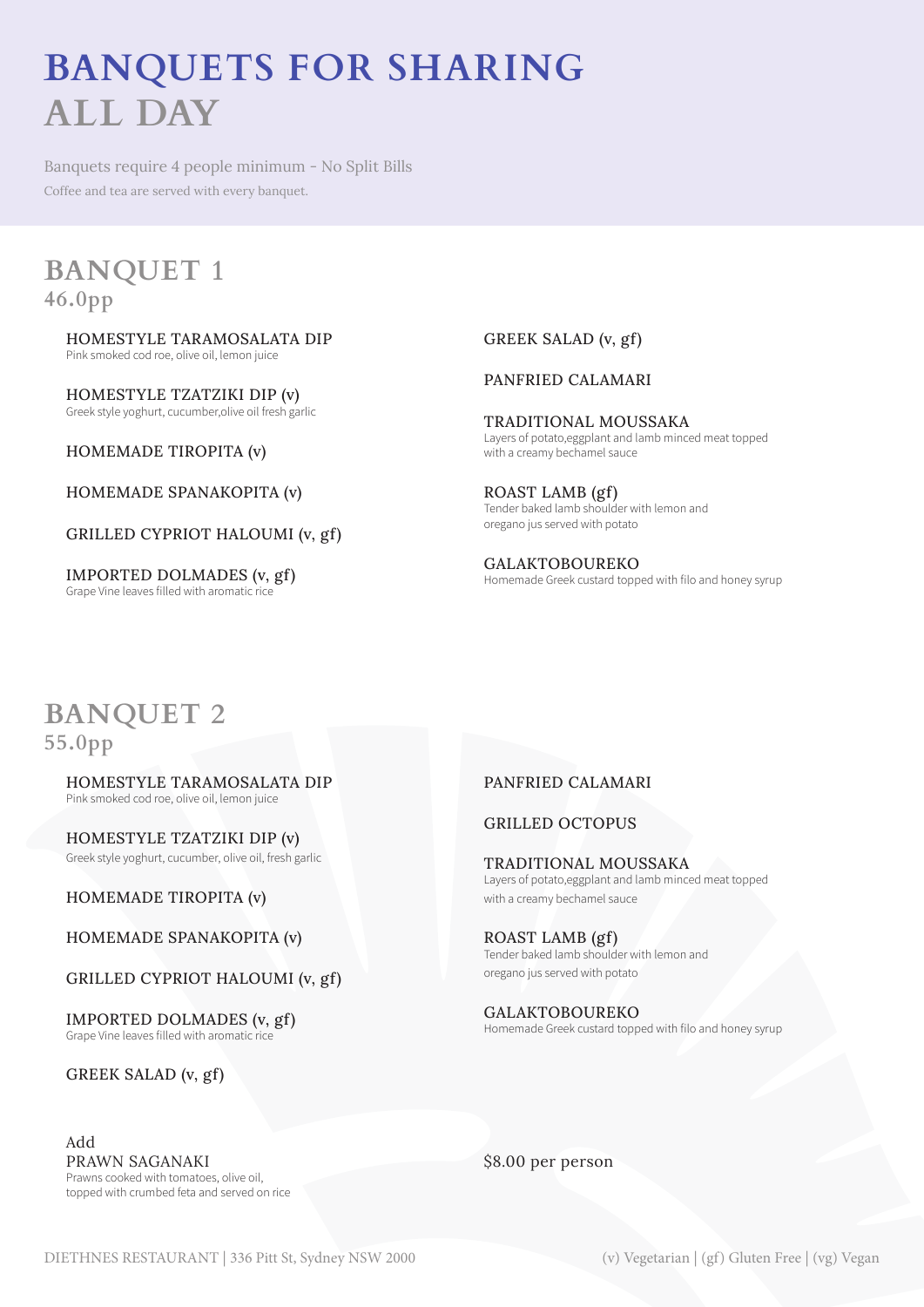# BANQUETS FOR SHARING ALL DAY

Banquets require 4 people minimum - No Split Bills

Coffee and tea are served with every banquet.

## BANQUET 1

### 46.0pp

HOMESTYLE TARAMOSALATA DIP
Pink smoked cod roe, olive oil, lemon juice

HOMESTYLE TZATZIKI DIP (v)
Greek style yoghurt, cucumber,olive oil fresh garlic

HOMEMADE TIROPITA (v)

HOMEMADE SPANAKOPITA (v)

GRILLED CYPRIOT HALOUMI (v, gf)

IMPORTED DOLMADES (v, gf)
Grape Vine leaves filled with aromatic rice

GREEK SALAD (v, gf)

PANFRIED CALAMARI

TRADITIONAL MOUSSAKA
Layers of potato,eggplant and lamb minced meat topped with a creamy bechamel sauce

ROAST LAMB (gf)
Tender baked lamb shoulder with lemon and oregano jus served with potato

GALAKTOBOUREKO
Homemade Greek custard topped with filo and honey syrup

## BANQUET 2

### 55.0pp

HOMESTYLE TARAMOSALATA DIP
Pink smoked cod roe, olive oil, lemon juice

HOMESTYLE TZATZIKI DIP (v)
Greek style yoghurt, cucumber, olive oil, fresh garlic

HOMEMADE TIROPITA (v)

HOMEMADE SPANAKOPITA (v)

GRILLED CYPRIOT HALOUMI (v, gf)

IMPORTED DOLMADES (v, gf)
Grape Vine leaves filled with aromatic rice

GREEK SALAD (v, gf)

PANFRIED CALAMARI

GRILLED OCTOPUS

TRADITIONAL MOUSSAKA
Layers of potato,eggplant and lamb minced meat topped with a creamy bechamel sauce

ROAST LAMB (gf)
Tender baked lamb shoulder with lemon and oregano jus served with potato

GALAKTOBOUREKO
Homemade Greek custard topped with filo and honey syrup

Add
PRAWN SAGANAKI
Prawns cooked with tomatoes, olive oil, topped with crumbed feta and served on rice

$8.00 per person

DIETHNES RESTAURANT | 336 Pitt St, Sydney NSW 2000

(v) Vegetarian | (gf) Gluten Free | (vg) Vegan